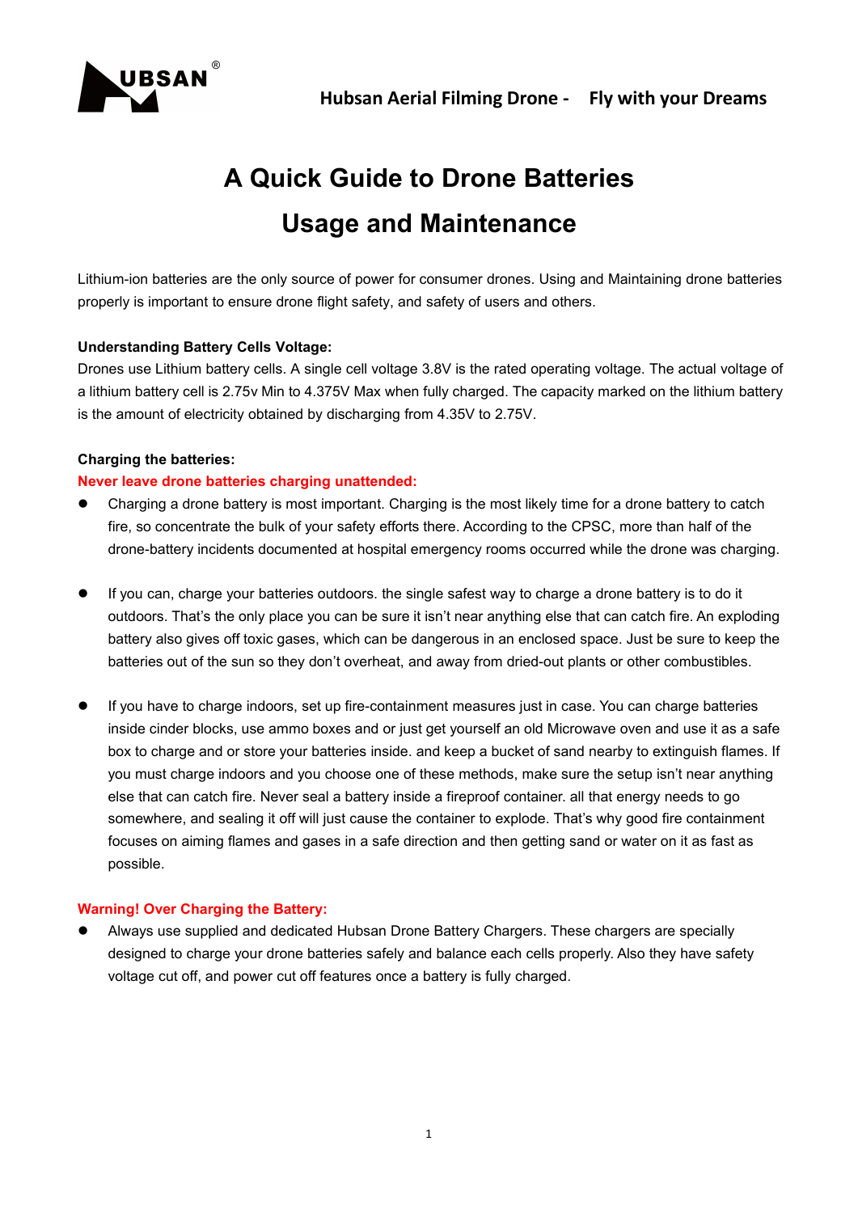# A Quick Guide to Drone Batteries Usage and Maintenance

Lithium-ion batteries are the only source of power for consumer drones. Using and Maintaining drone batteries properly is important to ensure drone flight safety, and safety of users and others.

**Understanding Battery Cells Voltage:**

Drones use Lithium battery cells. A single cell voltage 3.8V is the rated operating voltage. The actual voltage of a lithium battery cell is 2.75v Min to 4.375V Max when fully charged. The capacity marked on the lithium battery is the amount of electricity obtained by discharging from 4.35V to 2.75V.

**Charging the batteries:**

**Never leave drone batteries charging unattended:**

- Charging a drone battery is most important. Charging is the most likely time for a drone battery to catch fire, so concentrate the bulk of your safety efforts there. According to the CPSC, more than half of the drone-battery incidents documented at hospital emergency rooms occurred while the drone was charging.

- If you can, charge your batteries outdoors. the single safest way to charge a drone battery is to do it outdoors. That's the only place you can be sure it isn't near anything else that can catch fire. An exploding battery also gives off toxic gases, which can be dangerous in an enclosed space. Just be sure to keep the batteries out of the sun so they don't overheat, and away from dried-out plants or other combustibles.

- If you have to charge indoors, set up fire-containment measures just in case. You can charge batteries inside cinder blocks, use ammo boxes and or just get yourself an old Microwave oven and use it as a safe box to charge and or store your batteries inside. and keep a bucket of sand nearby to extinguish flames. If you must charge indoors and you choose one of these methods, make sure the setup isn't near anything else that can catch fire. Never seal a battery inside a fireproof container. all that energy needs to go somewhere, and sealing it off will just cause the container to explode. That's why good fire containment focuses on aiming flames and gases in a safe direction and then getting sand or water on it as fast as possible.

**Warning! Over Charging the Battery:**

- Always use supplied and dedicated Hubsan Drone Battery Chargers. These chargers are specially designed to charge your drone batteries safely and balance each cells properly. Also they have safety voltage cut off, and power cut off features once a battery is fully charged.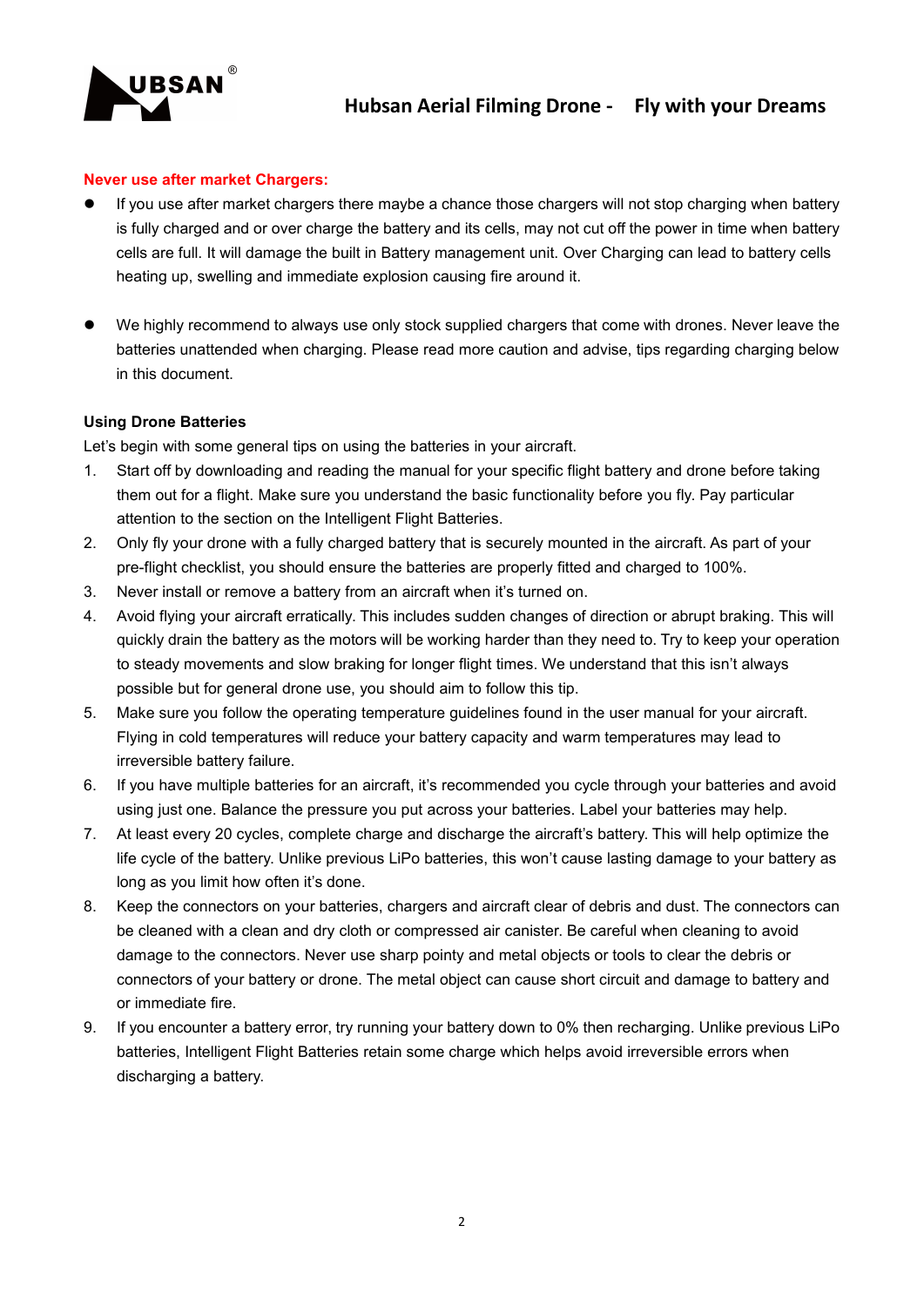**Never use after market Chargers:**

- If you use after market chargers there maybe a chance those chargers will not stop charging when battery is fully charged and or over charge the battery and its cells, may not cut off the power in time when battery cells are full. It will damage the built in Battery management unit. Over Charging can lead to battery cells heating up, swelling and immediate explosion causing fire around it.

- We highly recommend to always use only stock supplied chargers that come with drones. Never leave the batteries unattended when charging. Please read more caution and advise, tips regarding charging below in this document.

**Using Drone Batteries**

Let's begin with some general tips on using the batteries in your aircraft.

1. Start off by downloading and reading the manual for your specific flight battery and drone before taking them out for a flight. Make sure you understand the basic functionality before you fly. Pay particular attention to the section on the Intelligent Flight Batteries.
2. Only fly your drone with a fully charged battery that is securely mounted in the aircraft. As part of your pre-flight checklist, you should ensure the batteries are properly fitted and charged to 100%.
3. Never install or remove a battery from an aircraft when it's turned on.
4. Avoid flying your aircraft erratically. This includes sudden changes of direction or abrupt braking. This will quickly drain the battery as the motors will be working harder than they need to. Try to keep your operation to steady movements and slow braking for longer flight times. We understand that this isn't always possible but for general drone use, you should aim to follow this tip.
5. Make sure you follow the operating temperature guidelines found in the user manual for your aircraft. Flying in cold temperatures will reduce your battery capacity and warm temperatures may lead to irreversible battery failure.
6. If you have multiple batteries for an aircraft, it's recommended you cycle through your batteries and avoid using just one. Balance the pressure you put across your batteries. Label your batteries may help.
7. At least every 20 cycles, complete charge and discharge the aircraft's battery. This will help optimize the life cycle of the battery. Unlike previous LiPo batteries, this won't cause lasting damage to your battery as long as you limit how often it's done.
8. Keep the connectors on your batteries, chargers and aircraft clear of debris and dust. The connectors can be cleaned with a clean and dry cloth or compressed air canister. Be careful when cleaning to avoid damage to the connectors. Never use sharp pointy and metal objects or tools to clear the debris or connectors of your battery or drone. The metal object can cause short circuit and damage to battery and or immediate fire.
9. If you encounter a battery error, try running your battery down to 0% then recharging. Unlike previous LiPo batteries, Intelligent Flight Batteries retain some charge which helps avoid irreversible errors when discharging a battery.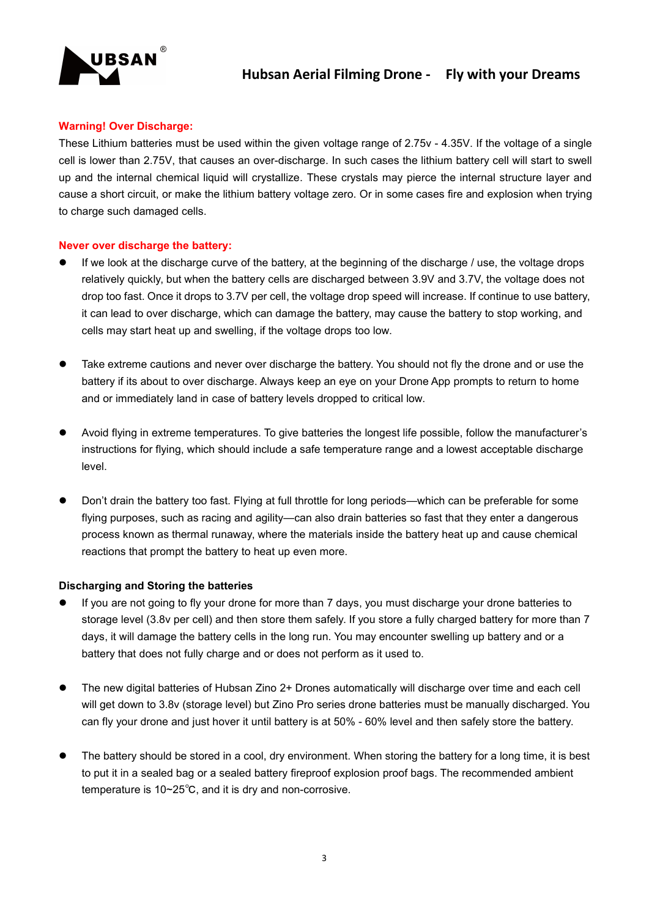**Warning! Over Discharge:**

These Lithium batteries must be used within the given voltage range of 2.75v - 4.35V. If the voltage of a single cell is lower than 2.75V, that causes an over-discharge. In such cases the lithium battery cell will start to swell up and the internal chemical liquid will crystallize. These crystals may pierce the internal structure layer and cause a short circuit, or make the lithium battery voltage zero. Or in some cases fire and explosion when trying to charge such damaged cells.

**Never over discharge the battery:**

- If we look at the discharge curve of the battery, at the beginning of the discharge / use, the voltage drops relatively quickly, but when the battery cells are discharged between 3.9V and 3.7V, the voltage does not drop too fast. Once it drops to 3.7V per cell, the voltage drop speed will increase. If continue to use battery, it can lead to over discharge, which can damage the battery, may cause the battery to stop working, and cells may start heat up and swelling, if the voltage drops too low.

- Take extreme cautions and never over discharge the battery. You should not fly the drone and or use the battery if its about to over discharge. Always keep an eye on your Drone App prompts to return to home and or immediately land in case of battery levels dropped to critical low.

- Avoid flying in extreme temperatures. To give batteries the longest life possible, follow the manufacturer's instructions for flying, which should include a safe temperature range and a lowest acceptable discharge level.

- Don't drain the battery too fast. Flying at full throttle for long periods—which can be preferable for some flying purposes, such as racing and agility—can also drain batteries so fast that they enter a dangerous process known as thermal runaway, where the materials inside the battery heat up and cause chemical reactions that prompt the battery to heat up even more.

**Discharging and Storing the batteries**

- If you are not going to fly your drone for more than 7 days, you must discharge your drone batteries to storage level (3.8v per cell) and then store them safely. If you store a fully charged battery for more than 7 days, it will damage the battery cells in the long run. You may encounter swelling up battery and or a battery that does not fully charge and or does not perform as it used to.

- The new digital batteries of Hubsan Zino 2+ Drones automatically will discharge over time and each cell will get down to 3.8v (storage level) but Zino Pro series drone batteries must be manually discharged. You can fly your drone and just hover it until battery is at 50% - 60% level and then safely store the battery.

- The battery should be stored in a cool, dry environment. When storing the battery for a long time, it is best to put it in a sealed bag or a sealed battery fireproof explosion proof bags. The recommended ambient temperature is 10~25℃, and it is dry and non-corrosive.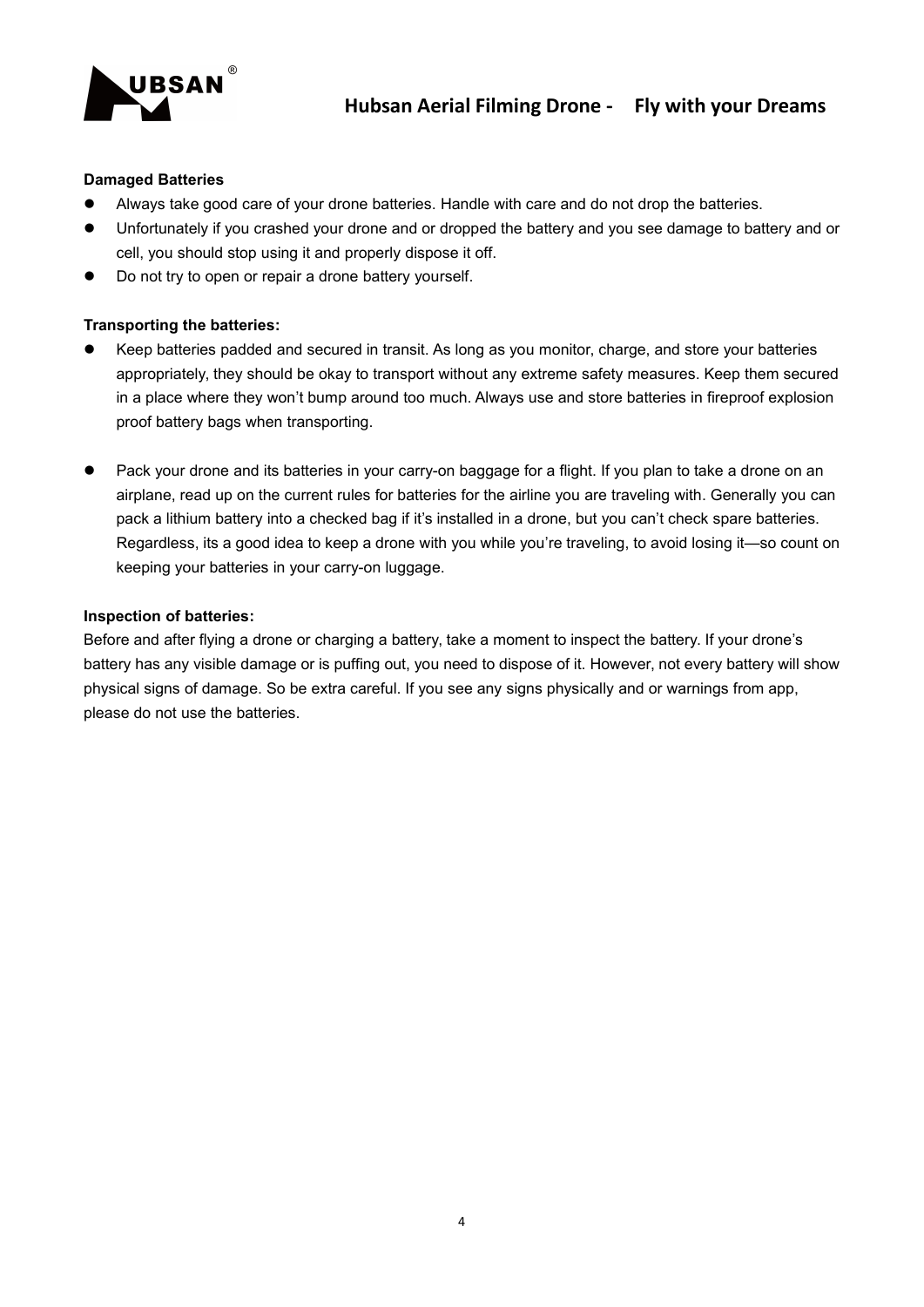**Damaged Batteries**

- Always take good care of your drone batteries. Handle with care and do not drop the batteries.
- Unfortunately if you crashed your drone and or dropped the battery and you see damage to battery and or cell, you should stop using it and properly dispose it off.
- Do not try to open or repair a drone battery yourself.

**Transporting the batteries:**

- Keep batteries padded and secured in transit. As long as you monitor, charge, and store your batteries appropriately, they should be okay to transport without any extreme safety measures. Keep them secured in a place where they won't bump around too much. Always use and store batteries in fireproof explosion proof battery bags when transporting.

- Pack your drone and its batteries in your carry-on baggage for a flight. If you plan to take a drone on an airplane, read up on the current rules for batteries for the airline you are traveling with. Generally you can pack a lithium battery into a checked bag if it's installed in a drone, but you can't check spare batteries. Regardless, its a good idea to keep a drone with you while you're traveling, to avoid losing it—so count on keeping your batteries in your carry-on luggage.

**Inspection of batteries:**

Before and after flying a drone or charging a battery, take a moment to inspect the battery. If your drone's battery has any visible damage or is puffing out, you need to dispose of it. However, not every battery will show physical signs of damage. So be extra careful. If you see any signs physically and or warnings from app, please do not use the batteries.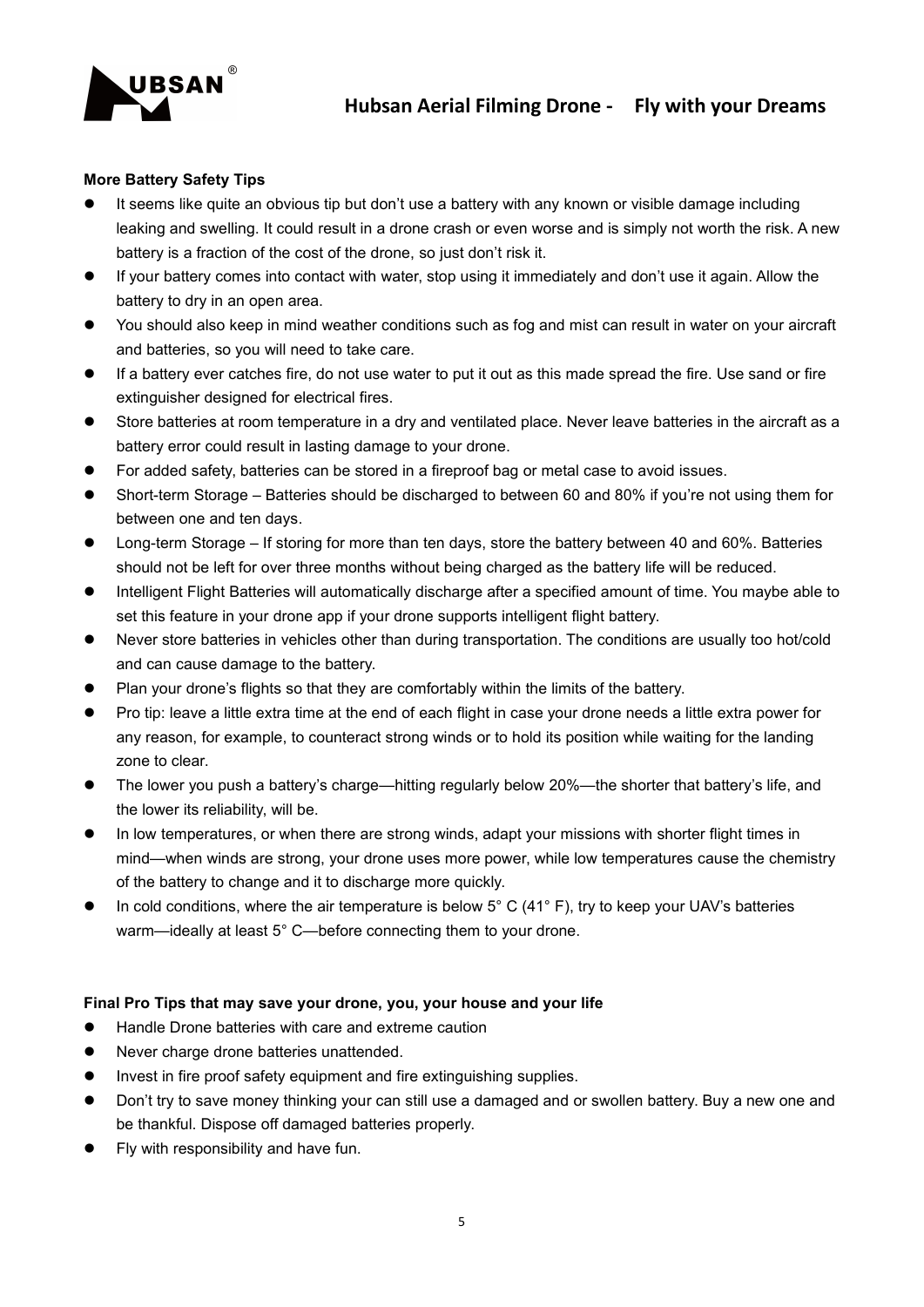**More Battery Safety Tips**

- It seems like quite an obvious tip but don't use a battery with any known or visible damage including leaking and swelling. It could result in a drone crash or even worse and is simply not worth the risk. A new battery is a fraction of the cost of the drone, so just don't risk it.
- If your battery comes into contact with water, stop using it immediately and don't use it again. Allow the battery to dry in an open area.
- You should also keep in mind weather conditions such as fog and mist can result in water on your aircraft and batteries, so you will need to take care.
- If a battery ever catches fire, do not use water to put it out as this made spread the fire. Use sand or fire extinguisher designed for electrical fires.
- Store batteries at room temperature in a dry and ventilated place. Never leave batteries in the aircraft as a battery error could result in lasting damage to your drone.
- For added safety, batteries can be stored in a fireproof bag or metal case to avoid issues.
- Short-term Storage – Batteries should be discharged to between 60 and 80% if you're not using them for between one and ten days.
- Long-term Storage – If storing for more than ten days, store the battery between 40 and 60%. Batteries should not be left for over three months without being charged as the battery life will be reduced.
- Intelligent Flight Batteries will automatically discharge after a specified amount of time. You maybe able to set this feature in your drone app if your drone supports intelligent flight battery.
- Never store batteries in vehicles other than during transportation. The conditions are usually too hot/cold and can cause damage to the battery.
- Plan your drone's flights so that they are comfortably within the limits of the battery.
- Pro tip: leave a little extra time at the end of each flight in case your drone needs a little extra power for any reason, for example, to counteract strong winds or to hold its position while waiting for the landing zone to clear.
- The lower you push a battery's charge—hitting regularly below 20%—the shorter that battery's life, and the lower its reliability, will be.
- In low temperatures, or when there are strong winds, adapt your missions with shorter flight times in mind—when winds are strong, your drone uses more power, while low temperatures cause the chemistry of the battery to change and it to discharge more quickly.
- In cold conditions, where the air temperature is below 5° C (41° F), try to keep your UAV's batteries warm—ideally at least 5° C—before connecting them to your drone.

**Final Pro Tips that may save your drone, you, your house and your life**

- Handle Drone batteries with care and extreme caution
- Never charge drone batteries unattended.
- Invest in fire proof safety equipment and fire extinguishing supplies.
- Don't try to save money thinking your can still use a damaged and or swollen battery. Buy a new one and be thankful. Dispose off damaged batteries properly.
- Fly with responsibility and have fun.